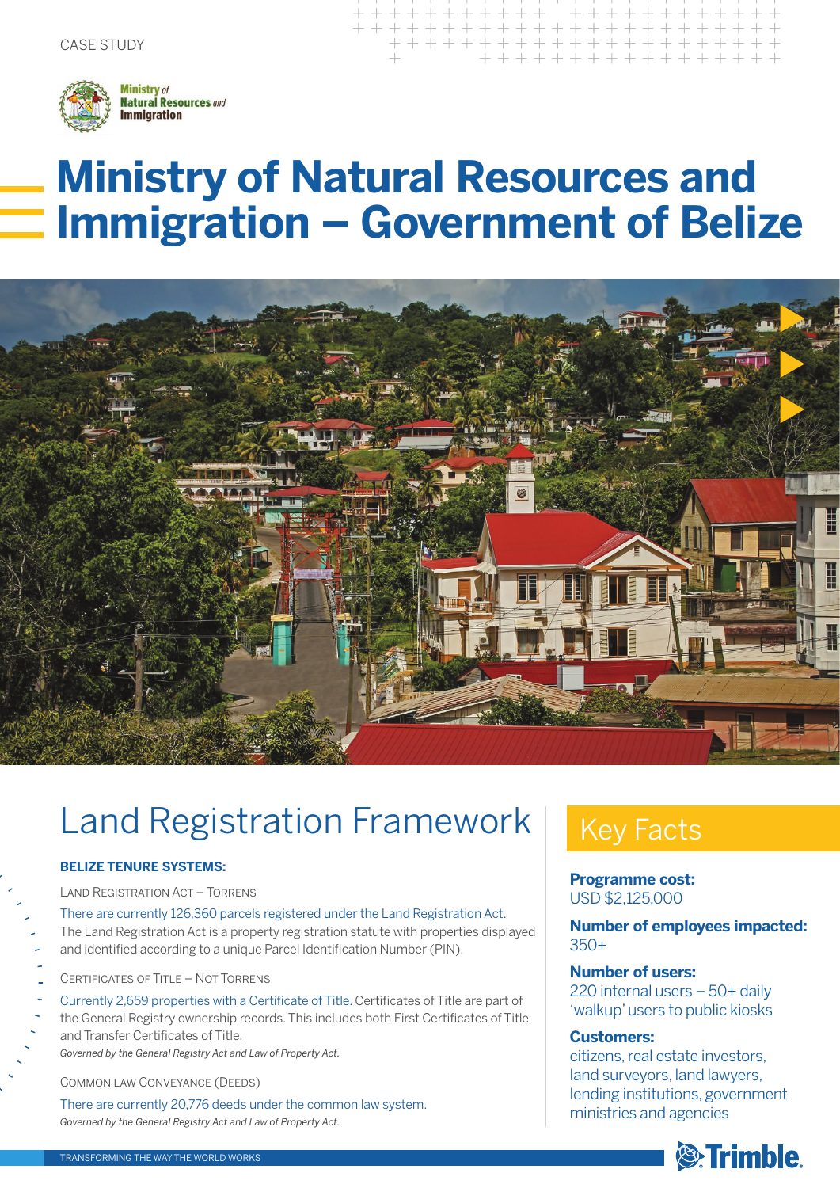CASE STUDY

Ministry of Natural Resources and Immigration

# Ministry of Natural Resources and Immigration – Government of Belize

## Land Registration Framework

**BELIZE TENURE SYSTEMS:**

LAND REGISTRATION ACT – TORRENS

There are currently 126,360 parcels registered under the Land Registration Act. The Land Registration Act is a property registration statute with properties displayed and identified according to a unique Parcel Identification Number (PIN).

CERTIFICATES OF TITLE – NOT TORRENS

Currently 2,659 properties with a Certificate of Title. Certificates of Title are part of the General Registry ownership records. This includes both First Certificates of Title and Transfer Certificates of Title.

*Governed by the General Registry Act and Law of Property Act.*

COMMON LAW CONVEYANCE (DEEDS)

There are currently 20,776 deeds under the common law system.

*Governed by the General Registry Act and Law of Property Act.*

## Key Facts

**Programme cost:**
USD $2,125,000

**Number of employees impacted:**
350+

**Number of users:**
220 internal users – 50+ daily 'walkup' users to public kiosks

**Customers:**
citizens, real estate investors, land surveyors, land lawyers, lending institutions, government ministries and agencies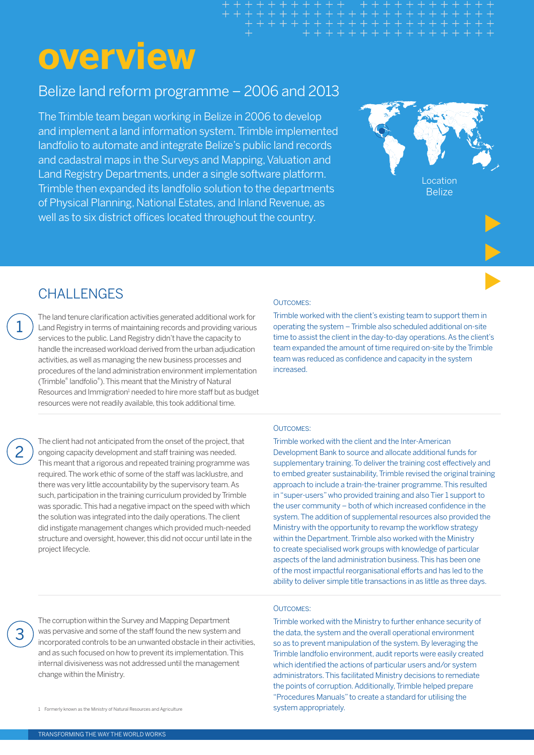# overview

## Belize land reform programme – 2006 and 2013

The Trimble team began working in Belize in 2006 to develop and implement a land information system. Trimble implemented landfolio to automate and integrate Belize's public land records and cadastral maps in the Surveys and Mapping, Valuation and Land Registry Departments, under a single software platform. Trimble then expanded its landfolio solution to the departments of Physical Planning, National Estates, and Inland Revenue, as well as to six district offices located throughout the country.

Location
Belize

## CHALLENGES

1. The land tenure clarification activities generated additional work for Land Registry in terms of maintaining records and providing various services to the public. Land Registry didn't have the capacity to handle the increased workload derived from the urban adjudication activities, as well as managing the new business processes and procedures of the land administration environment implementation (Trimble® landfolio®). This meant that the Ministry of Natural Resources and Immigration[1] needed to hire more staff but as budget resources were not readily available, this took additional time.

**OUTCOMES:**

Trimble worked with the client's existing team to support them in operating the system – Trimble also scheduled additional on-site time to assist the client in the day-to-day operations. As the client's team expanded the amount of time required on-site by the Trimble team was reduced as confidence and capacity in the system increased.

2. The client had not anticipated from the onset of the project, that ongoing capacity development and staff training was needed. This meant that a rigorous and repeated training programme was required. The work ethic of some of the staff was lacklustre, and there was very little accountability by the supervisory team. As such, participation in the training curriculum provided by Trimble was sporadic. This had a negative impact on the speed with which the solution was integrated into the daily operations. The client did instigate management changes which provided much-needed structure and oversight, however, this did not occur until late in the project lifecycle.

**OUTCOMES:**

Trimble worked with the client and the Inter-American Development Bank to source and allocate additional funds for supplementary training. To deliver the training cost effectively and to embed greater sustainability, Trimble revised the original training approach to include a train-the-trainer programme. This resulted in "super-users" who provided training and also Tier 1 support to the user community – both of which increased confidence in the system. The addition of supplemental resources also provided the Ministry with the opportunity to revamp the workflow strategy within the Department. Trimble also worked with the Ministry to create specialised work groups with knowledge of particular aspects of the land administration business. This has been one of the most impactful reorganisational efforts and has led to the ability to deliver simple title transactions in as little as three days.

3. The corruption within the Survey and Mapping Department was pervasive and some of the staff found the new system and incorporated controls to be an unwanted obstacle in their activities, and as such focused on how to prevent its implementation. This internal divisiveness was not addressed until the management change within the Ministry.

**OUTCOMES:**

Trimble worked with the Ministry to further enhance security of the data, the system and the overall operational environment so as to prevent manipulation of the system. By leveraging the Trimble landfolio environment, audit reports were easily created which identified the actions of particular users and/or system administrators. This facilitated Ministry decisions to remediate the points of corruption. Additionally, Trimble helped prepare "Procedures Manuals" to create a standard for utilising the system appropriately.

[1] Formerly known as the Ministry of Natural Resources and Agriculture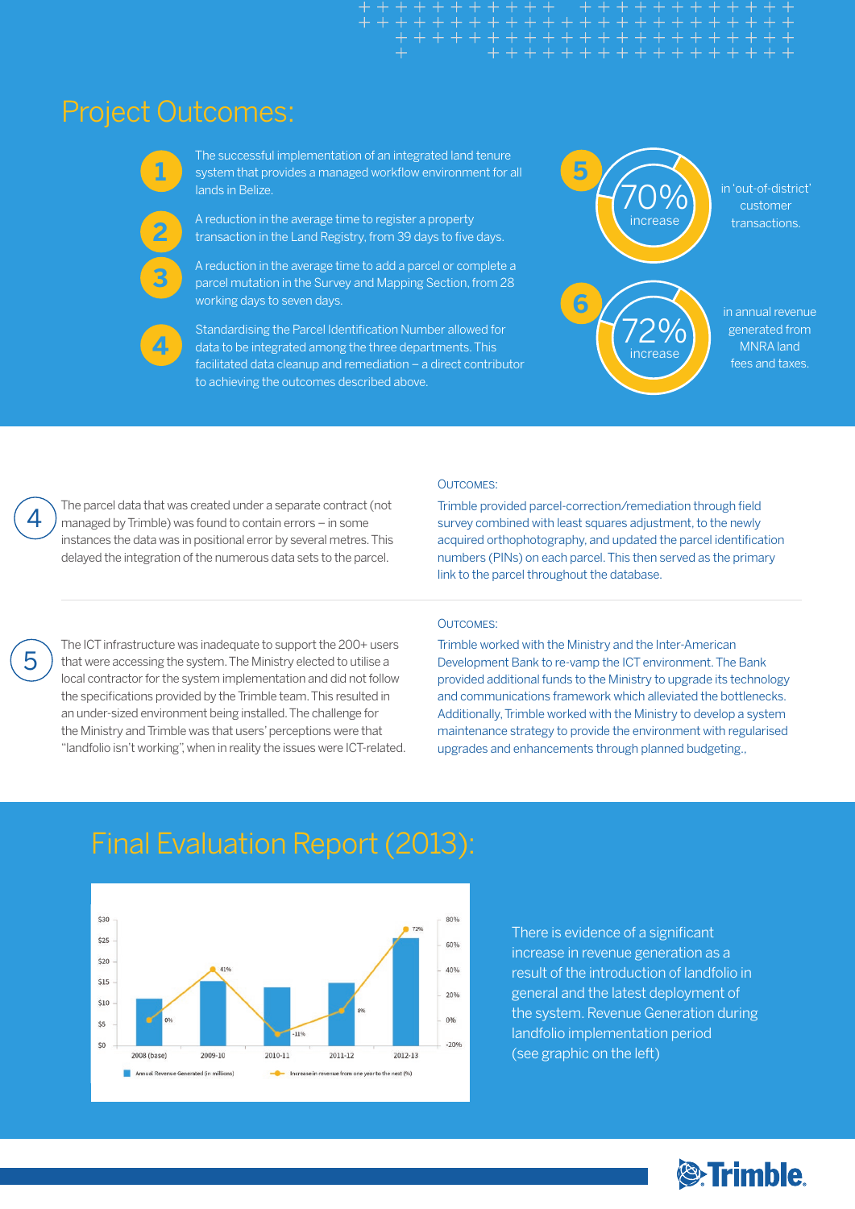## Project Outcomes:

1. The successful implementation of an integrated land tenure system that provides a managed workflow environment for all lands in Belize.
2. A reduction in the average time to register a property transaction in the Land Registry, from 39 days to five days.
3. A reduction in the average time to add a parcel or complete a parcel mutation in the Survey and Mapping Section, from 28 working days to seven days.
4. Standardising the Parcel Identification Number allowed for data to be integrated among the three departments. This facilitated data cleanup and remediation – a direct contributor to achieving the outcomes described above.
5. 70% increase in 'out-of-district' customer transactions.
6. 72% increase in annual revenue generated from MNRA land fees and taxes.

**4** The parcel data that was created under a separate contract (not managed by Trimble) was found to contain errors – in some instances the data was in positional error by several metres. This delayed the integration of the numerous data sets to the parcel.

OUTCOMES:

Trimble provided parcel-correction/remediation through field survey combined with least squares adjustment, to the newly acquired orthophotography, and updated the parcel identification numbers (PINs) on each parcel. This then served as the primary link to the parcel throughout the database.

**5** The ICT infrastructure was inadequate to support the 200+ users that were accessing the system. The Ministry elected to utilise a local contractor for the system implementation and did not follow the specifications provided by the Trimble team. This resulted in an under-sized environment being installed. The challenge for the Ministry and Trimble was that users' perceptions were that "landfolio isn't working", when in reality the issues were ICT-related.

OUTCOMES:

Trimble worked with the Ministry and the Inter-American Development Bank to re-vamp the ICT environment. The Bank provided additional funds to the Ministry to upgrade its technology and communications framework which alleviated the bottlenecks. Additionally, Trimble worked with the Ministry to develop a system maintenance strategy to provide the environment with regularised upgrades and enhancements through planned budgeting.,

## Final Evaluation Report (2013):

| Year | Annual Revenue Generated (in millions) | Increase in revenue from one year to the next (%) |
|---|---|---|
| 2008 (base) | | 0% |
| 2009-10 | | 41% |
| 2010-11 | | -11% |
| 2011-12 | | 8% |
| 2012-13 | | 72% |

There is evidence of a significant increase in revenue generation as a result of the introduction of landfolio in general and the latest deployment of the system. Revenue Generation during landfolio implementation period (see graphic on the left)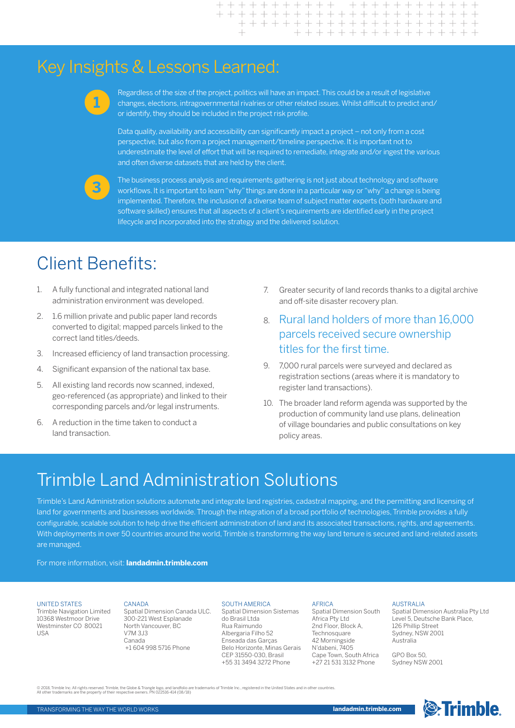# Key Insights & Lessons Learned:

**1** Regardless of the size of the project, politics will have an impact. This could be a result of legislative changes, elections, intragovernmental rivalries or other related issues. Whilst difficult to predict and/or identify, they should be included in the project risk profile.

Data quality, availability and accessibility can significantly impact a project – not only from a cost perspective, but also from a project management/timeline perspective. It is important not to underestimate the level of effort that will be required to remediate, integrate and/or ingest the various and often diverse datasets that are held by the client.

**3** The business process analysis and requirements gathering is not just about technology and software workflows. It is important to learn "why" things are done in a particular way or "why" a change is being implemented. Therefore, the inclusion of a diverse team of subject matter experts (both hardware and software skilled) ensures that all aspects of a client's requirements are identified early in the project lifecycle and incorporated into the strategy and the delivered solution.

# Client Benefits:

1. A fully functional and integrated national land administration environment was developed.
2. 1.6 million private and public paper land records converted to digital; mapped parcels linked to the correct land titles/deeds.
3. Increased efficiency of land transaction processing.
4. Significant expansion of the national tax base.
5. All existing land records now scanned, indexed, geo-referenced (as appropriate) and linked to their corresponding parcels and/or legal instruments.
6. A reduction in the time taken to conduct a land transaction.
7. Greater security of land records thanks to a digital archive and off-site disaster recovery plan.
8. Rural land holders of more than 16,000 parcels received secure ownership titles for the first time.
9. 7,000 rural parcels were surveyed and declared as registration sections (areas where it is mandatory to register land transactions).
10. The broader land reform agenda was supported by the production of community land use plans, delineation of village boundaries and public consultations on key policy areas.

# Trimble Land Administration Solutions

Trimble's Land Administration solutions automate and integrate land registries, cadastral mapping, and the permitting and licensing of land for governments and businesses worldwide. Through the integration of a broad portfolio of technologies, Trimble provides a fully configurable, scalable solution to help drive the efficient administration of land and its associated transactions, rights, and agreements. With deployments in over 50 countries around the world, Trimble is transforming the way land tenure is secured and land-related assets are managed.

For more information, visit: **landadmin.trimble.com**

UNITED STATES
Trimble Navigation Limited
10368 Westmoor Drive
Westminster CO 80021
USA

CANADA
Spatial Dimension Canada ULC.
300-221 West Esplanade
North Vancouver, BC
V7M 3J3
Canada
+1 604 998 5716 Phone

SOUTH AMERICA
Spatial Dimension Sistemas do Brasil Ltda
Rua Raimundo
Albergaria Filho 52
Enseada das Garças
Belo Horizonte, Minas Gerais
CEP 31550-030, Brasil
+55 31 3494 3272 Phone

AFRICA
Spatial Dimension South Africa Pty Ltd
2nd Floor, Block A,
Technosquare
42 Morningside
N'dabeni, 7405
Cape Town, South Africa
+27 21 531 3132 Phone

AUSTRALIA
Spatial Dimension Australia Pty Ltd
Level 5, Deutsche Bank Place,
126 Phillip Street
Sydney, NSW 2001
Australia

GPO Box 50,
Sydney NSW 2001

© 2018, Trimble Inc. All rights reserved. Trimble, the Globe & Triangle logo, and landfolio are trademarks of Trimble Inc., registered in the United States and in other countries. All other trademarks are the property of their respective owners. PN 022516-414 (08/18)

TRANSFORMING THE WAY THE WORLD WORKS

landadmin.trimble.com

Trimble